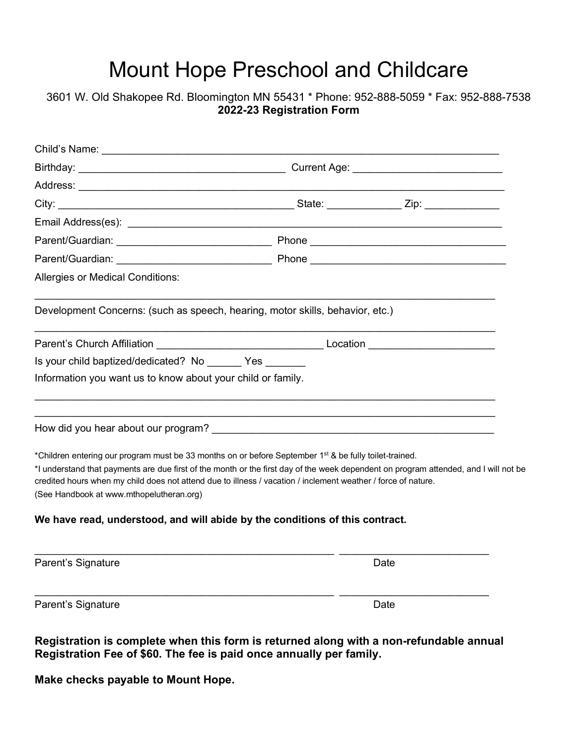# Mount Hope Preschool and Childcare

3601 W. Old Shakopee Rd. Bloomington MN 55431 * Phone: 952-888-5059 * Fax: 952-888-7538

**2022-23 Registration Form**

Child's Name: ______________________________________________________________________

Birthday: ___________________________________ Current Age: _________________________

Address: ___________________________________________________________________________

City: _________________________________________ State: ____________ Zip: _____________

Email Address(es): ___________________________________________________________________

Parent/Guardian: ___________________________ Phone ___________________________________

Parent/Guardian: ___________________________ Phone ___________________________________

Allergies or Medical Conditions:

___________________________________________________________________________________

Development Concerns: (such as speech, hearing, motor skills, behavior, etc.)

___________________________________________________________________________________

Parent's Church Affiliation _____________________________ Location _____________________

Is your child baptized/dedicated? No ______ Yes _______

Information you want us to know about your child or family.

___________________________________________________________________________________

___________________________________________________________________________________

How did you hear about our program? _________________________________________________

*Children entering our program must be 33 months on or before September 1st & be fully toilet-trained.

*I understand that payments are due first of the month or the first day of the week dependent on program attended, and I will not be credited hours when my child does not attend due to illness / vacation / inclement weather / force of nature.

(See Handbook at www.mthopelutheran.org)

**We have read, understood, and will abide by the conditions of this contract.**

_____________________________________________________ _________________________

Parent's Signature Date

_____________________________________________________ _________________________

Parent's Signature Date

**Registration is complete when this form is returned along with a non-refundable annual Registration Fee of $60. The fee is paid once annually per family.**

**Make checks payable to Mount Hope.**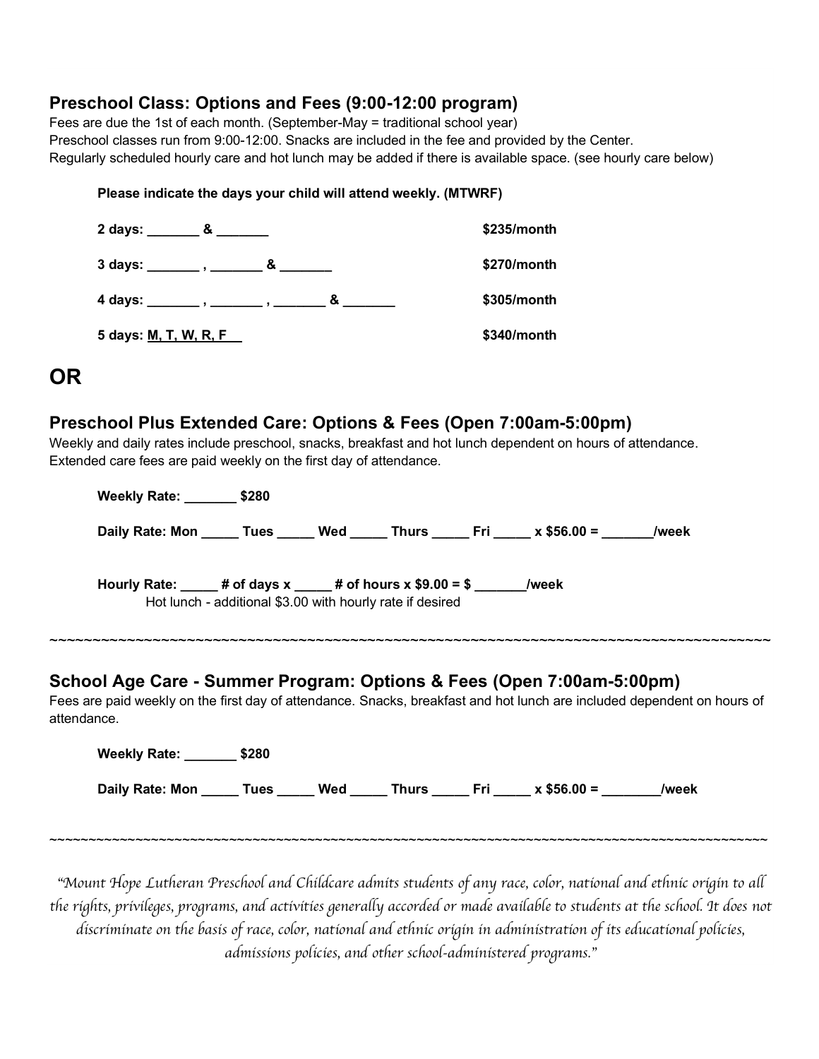## Preschool Class: Options and Fees (9:00-12:00 program)

Fees are due the 1st of each month. (September-May = traditional school year)
Preschool classes run from 9:00-12:00. Snacks are included in the fee and provided by the Center.
Regularly scheduled hourly care and hot lunch may be added if there is available space. (see hourly care below)

**Please indicate the days your child will attend weekly. (MTWRF)**

| | |
|---|---|
| **2 days: _______ & _______** | **$235/month** |
| **3 days: _______ , _______ & _______** | **$270/month** |
| **4 days: _______ , _______ , _______ & _______** | **$305/month** |
| **5 days: M, T, W, R, F** | **$340/month** |

# OR

## Preschool Plus Extended Care: Options & Fees (Open 7:00am-5:00pm)

Weekly and daily rates include preschool, snacks, breakfast and hot lunch dependent on hours of attendance.
Extended care fees are paid weekly on the first day of attendance.

**Weekly Rate: _______ $280**

**Daily Rate: Mon _____ Tues _____ Wed _____ Thurs _____ Fri _____ x $56.00 = _______/week**

**Hourly Rate: _____ # of days x _____ # of hours x $9.00 = $ _______/week**
Hot lunch - additional $3.00 with hourly rate if desired

~~~~~~~~~~~~~~~~~~~~~~~~~~~~~~~~~~~~~~~~~~~~~~~~~~~~~~~~~~~~~~~~~~~~~~~~~~~~~~~~~~~~~~~~~~~~~~~~

## School Age Care - Summer Program: Options & Fees (Open 7:00am-5:00pm)

Fees are paid weekly on the first day of attendance. Snacks, breakfast and hot lunch are included dependent on hours of attendance.

**Weekly Rate: _______ $280**

**Daily Rate: Mon _____ Tues _____ Wed _____ Thurs _____ Fri _____ x $56.00 = ________/week**

~~~~~~~~~~~~~~~~~~~~~~~~~~~~~~~~~~~~~~~~~~~~~~~~~~~~~~~~~~~~~~~~~~~~~~~~~~~~~~~~~~~~~~~~~~~~~~~~

*"Mount Hope Lutheran Preschool and Childcare admits students of any race, color, national and ethnic origin to all the rights, privileges, programs, and activities generally accorded or made available to students at the school. It does not discriminate on the basis of race, color, national and ethnic origin in administration of its educational policies, admissions policies, and other school-administered programs."*